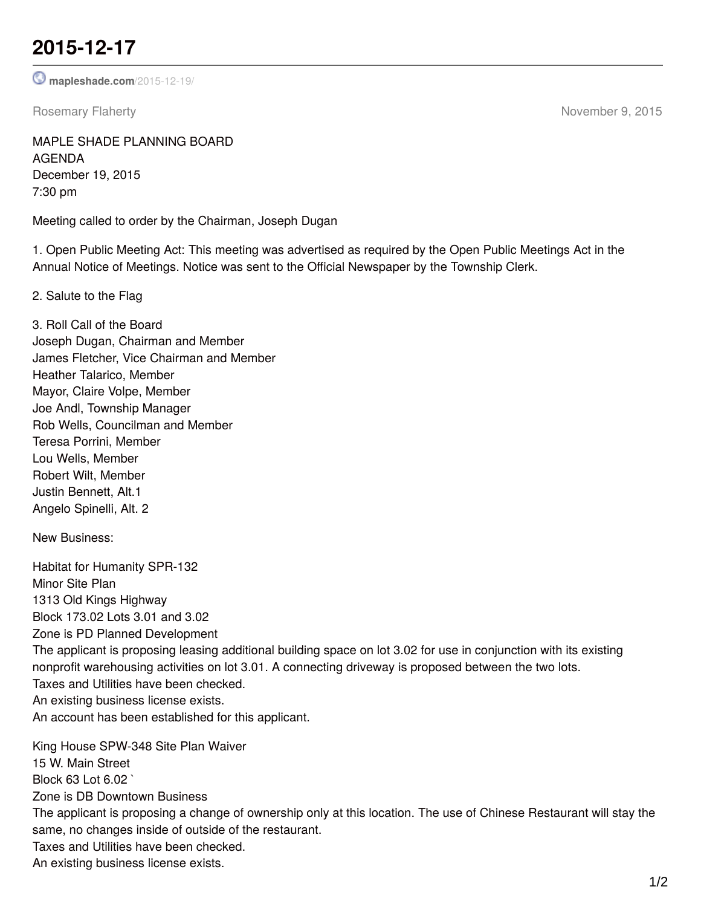# 2015-12-17

mapleshade.com/2015-12-19/

Rosemary Flaherty November 9, 2015

MAPLE SHADE PLANNING BOARD
AGENDA
December 19, 2015
7:30 pm

Meeting called to order by the Chairman, Joseph Dugan

1. Open Public Meeting Act: This meeting was advertised as required by the Open Public Meetings Act in the Annual Notice of Meetings. Notice was sent to the Official Newspaper by the Township Clerk.

2. Salute to the Flag

3. Roll Call of the Board
Joseph Dugan, Chairman and Member
James Fletcher, Vice Chairman and Member
Heather Talarico, Member
Mayor, Claire Volpe, Member
Joe Andl, Township Manager
Rob Wells, Councilman and Member
Teresa Porrini, Member
Lou Wells, Member
Robert Wilt, Member
Justin Bennett, Alt.1
Angelo Spinelli, Alt. 2

New Business:

Habitat for Humanity SPR-132
Minor Site Plan
1313 Old Kings Highway
Block 173.02 Lots 3.01 and 3.02
Zone is PD Planned Development
The applicant is proposing leasing additional building space on lot 3.02 for use in conjunction with its existing nonprofit warehousing activities on lot 3.01. A connecting driveway is proposed between the two lots.
Taxes and Utilities have been checked.
An existing business license exists.
An account has been established for this applicant.

King House SPW-348 Site Plan Waiver
15 W. Main Street
Block 63 Lot 6.02 `
Zone is DB Downtown Business
The applicant is proposing a change of ownership only at this location. The use of Chinese Restaurant will stay the same, no changes inside of outside of the restaurant.
Taxes and Utilities have been checked.
An existing business license exists.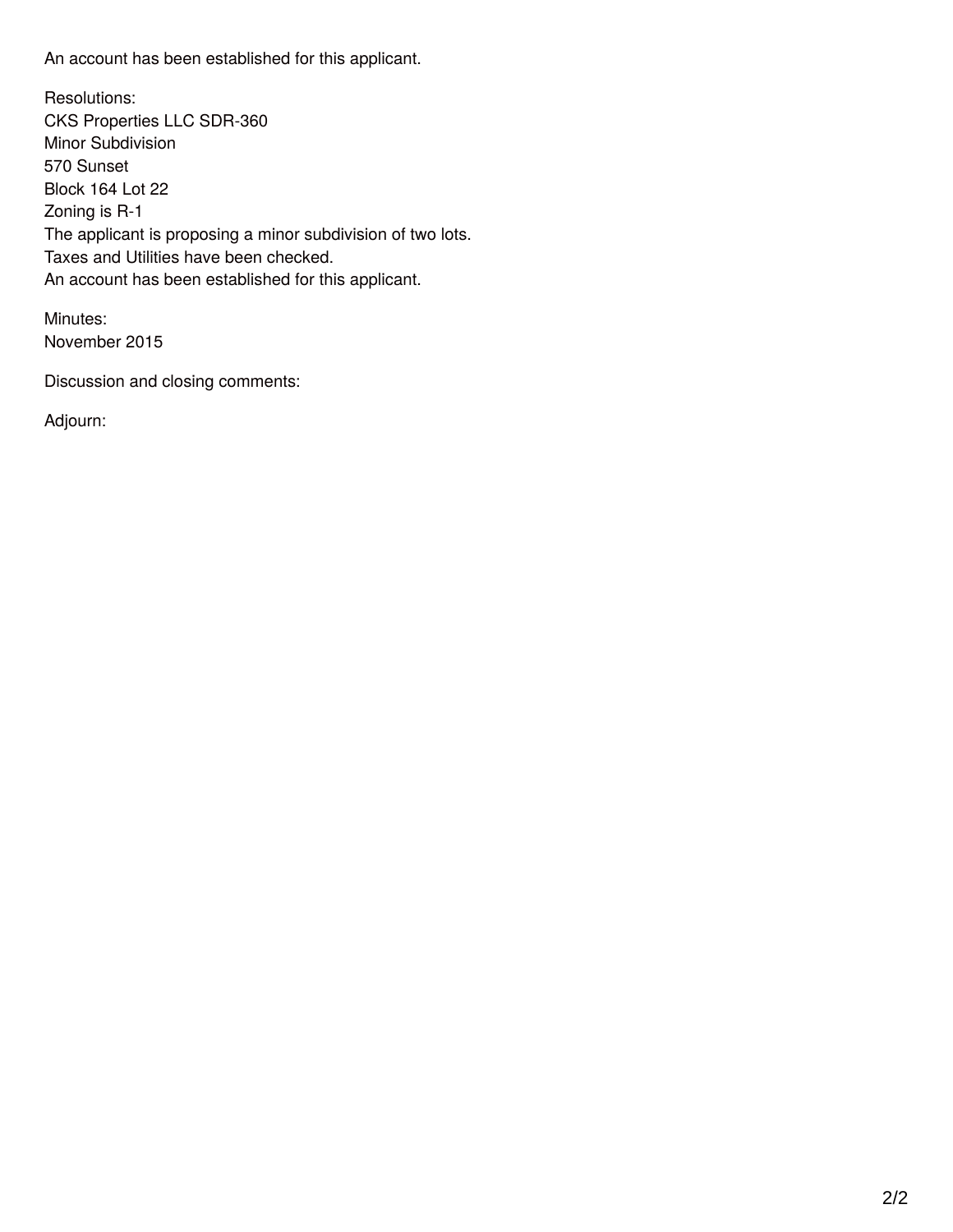An account has been established for this applicant.

Resolutions:
CKS Properties LLC SDR-360
Minor Subdivision
570 Sunset
Block 164 Lot 22
Zoning is R-1
The applicant is proposing a minor subdivision of two lots.
Taxes and Utilities have been checked.
An account has been established for this applicant.

Minutes:
November 2015

Discussion and closing comments:

Adjourn: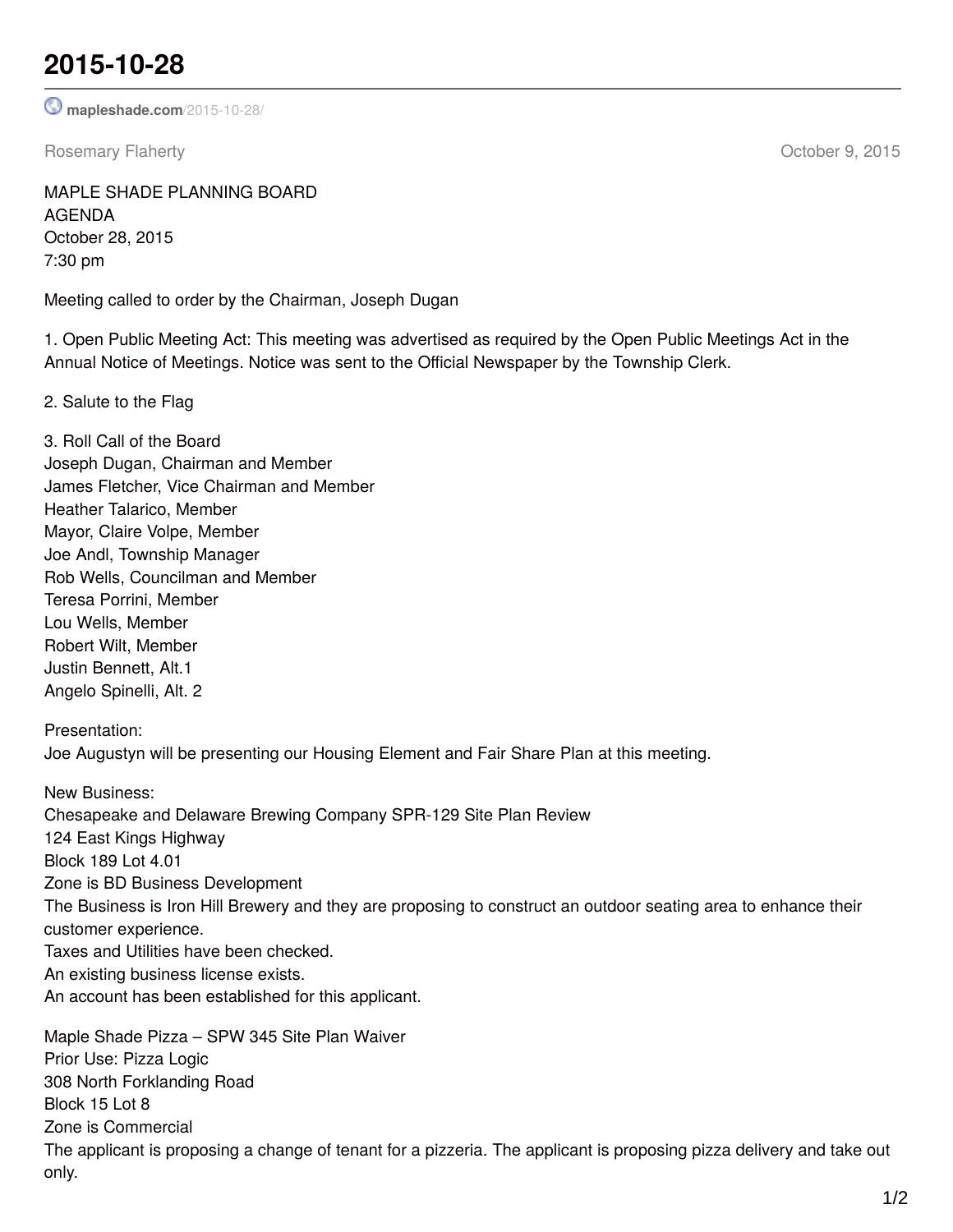# 2015-10-28

mapleshade.com/2015-10-28/

Rosemary Flaherty October 9, 2015

MAPLE SHADE PLANNING BOARD
AGENDA
October 28, 2015
7:30 pm

Meeting called to order by the Chairman, Joseph Dugan

1. Open Public Meeting Act: This meeting was advertised as required by the Open Public Meetings Act in the Annual Notice of Meetings. Notice was sent to the Official Newspaper by the Township Clerk.

2. Salute to the Flag

3. Roll Call of the Board
Joseph Dugan, Chairman and Member
James Fletcher, Vice Chairman and Member
Heather Talarico, Member
Mayor, Claire Volpe, Member
Joe Andl, Township Manager
Rob Wells, Councilman and Member
Teresa Porrini, Member
Lou Wells, Member
Robert Wilt, Member
Justin Bennett, Alt.1
Angelo Spinelli, Alt. 2

Presentation:
Joe Augustyn will be presenting our Housing Element and Fair Share Plan at this meeting.

New Business:
Chesapeake and Delaware Brewing Company SPR-129 Site Plan Review
124 East Kings Highway
Block 189 Lot 4.01
Zone is BD Business Development
The Business is Iron Hill Brewery and they are proposing to construct an outdoor seating area to enhance their customer experience.
Taxes and Utilities have been checked.
An existing business license exists.
An account has been established for this applicant.

Maple Shade Pizza – SPW 345 Site Plan Waiver
Prior Use: Pizza Logic
308 North Forklanding Road
Block 15 Lot 8
Zone is Commercial
The applicant is proposing a change of tenant for a pizzeria. The applicant is proposing pizza delivery and take out only.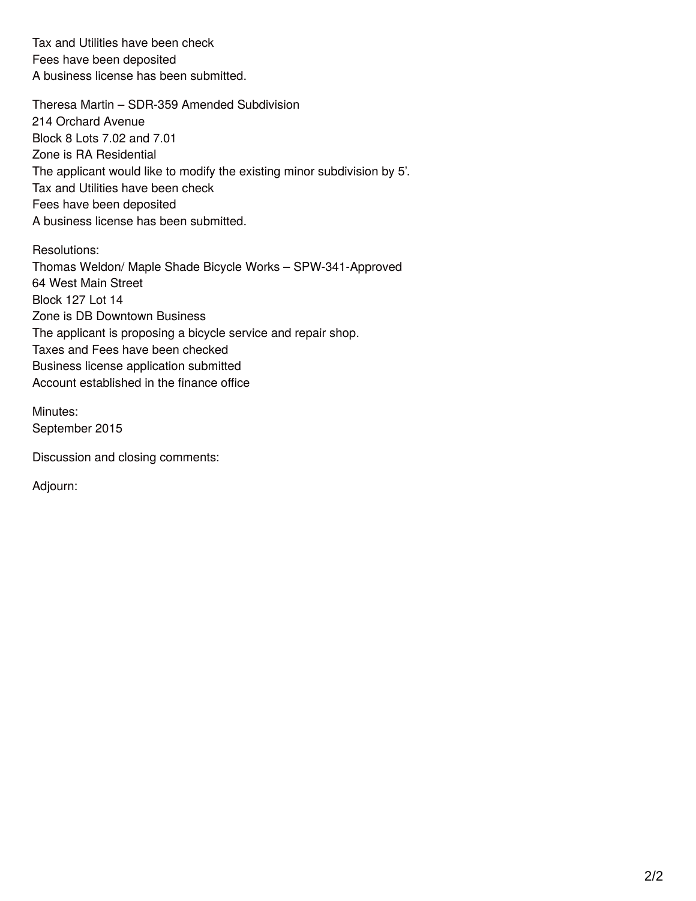Tax and Utilities have been check
Fees have been deposited
A business license has been submitted.

Theresa Martin – SDR-359 Amended Subdivision
214 Orchard Avenue
Block 8 Lots 7.02 and 7.01
Zone is RA Residential
The applicant would like to modify the existing minor subdivision by 5'.
Tax and Utilities have been check
Fees have been deposited
A business license has been submitted.

Resolutions:
Thomas Weldon/ Maple Shade Bicycle Works – SPW-341-Approved
64 West Main Street
Block 127 Lot 14
Zone is DB Downtown Business
The applicant is proposing a bicycle service and repair shop.
Taxes and Fees have been checked
Business license application submitted
Account established in the finance office

Minutes:
September 2015

Discussion and closing comments:

Adjourn: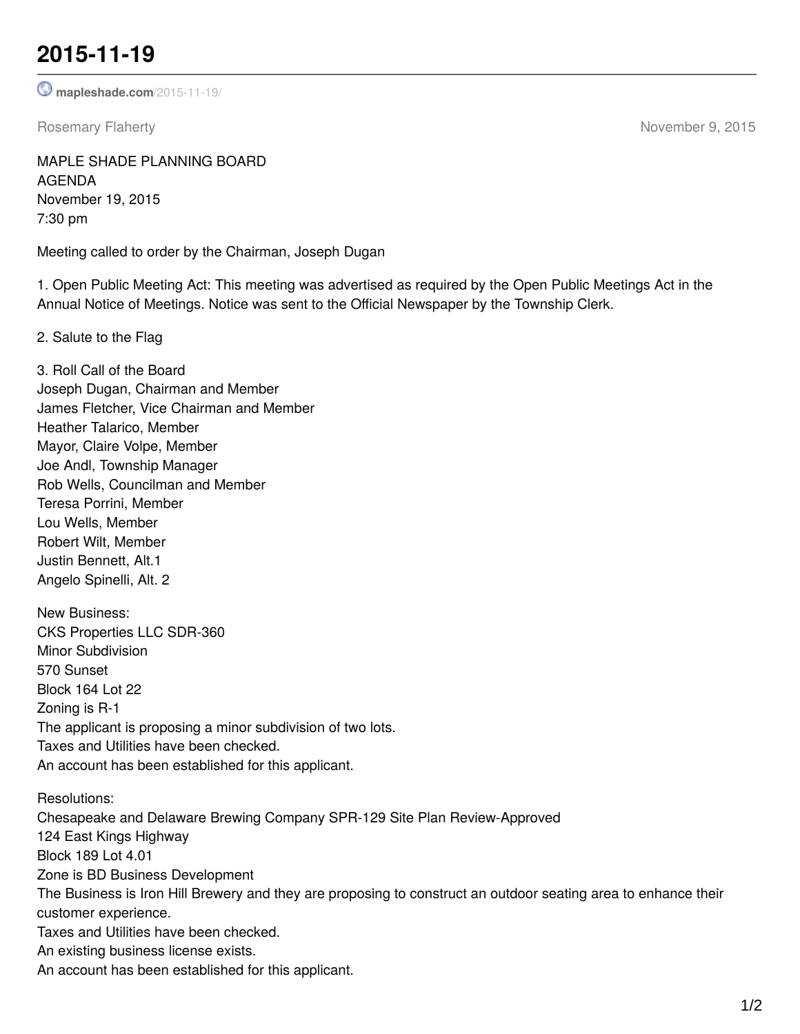# 2015-11-19

mapleshade.com/2015-11-19/

Rosemary Flaherty November 9, 2015

MAPLE SHADE PLANNING BOARD
AGENDA
November 19, 2015
7:30 pm

Meeting called to order by the Chairman, Joseph Dugan

1. Open Public Meeting Act: This meeting was advertised as required by the Open Public Meetings Act in the Annual Notice of Meetings. Notice was sent to the Official Newspaper by the Township Clerk.

2. Salute to the Flag

3. Roll Call of the Board
Joseph Dugan, Chairman and Member
James Fletcher, Vice Chairman and Member
Heather Talarico, Member
Mayor, Claire Volpe, Member
Joe Andl, Township Manager
Rob Wells, Councilman and Member
Teresa Porrini, Member
Lou Wells, Member
Robert Wilt, Member
Justin Bennett, Alt.1
Angelo Spinelli, Alt. 2

New Business:
CKS Properties LLC SDR-360
Minor Subdivision
570 Sunset
Block 164 Lot 22
Zoning is R-1
The applicant is proposing a minor subdivision of two lots.
Taxes and Utilities have been checked.
An account has been established for this applicant.

Resolutions:
Chesapeake and Delaware Brewing Company SPR-129 Site Plan Review-Approved
124 East Kings Highway
Block 189 Lot 4.01
Zone is BD Business Development
The Business is Iron Hill Brewery and they are proposing to construct an outdoor seating area to enhance their customer experience.
Taxes and Utilities have been checked.
An existing business license exists.
An account has been established for this applicant.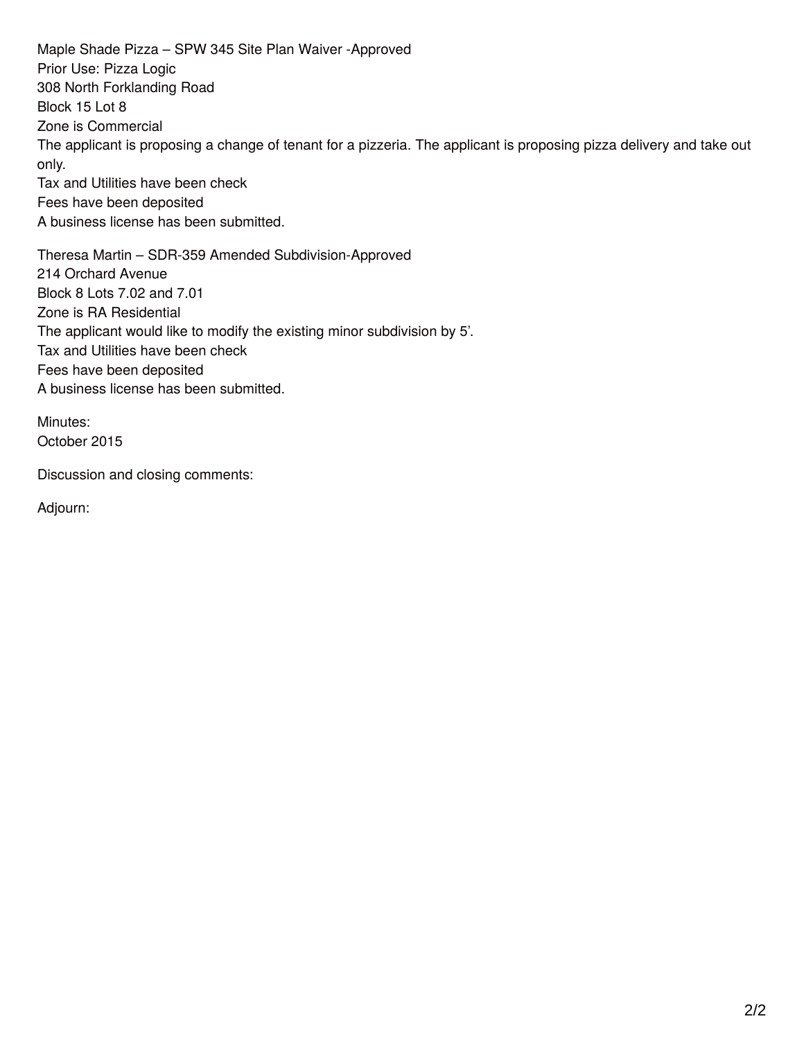Maple Shade Pizza – SPW 345 Site Plan Waiver -Approved
Prior Use: Pizza Logic
308 North Forklanding Road
Block 15 Lot 8
Zone is Commercial
The applicant is proposing a change of tenant for a pizzeria. The applicant is proposing pizza delivery and take out only.
Tax and Utilities have been check
Fees have been deposited
A business license has been submitted.

Theresa Martin – SDR-359 Amended Subdivision-Approved
214 Orchard Avenue
Block 8 Lots 7.02 and 7.01
Zone is RA Residential
The applicant would like to modify the existing minor subdivision by 5'.
Tax and Utilities have been check
Fees have been deposited
A business license has been submitted.

Minutes:
October 2015

Discussion and closing comments:

Adjourn: